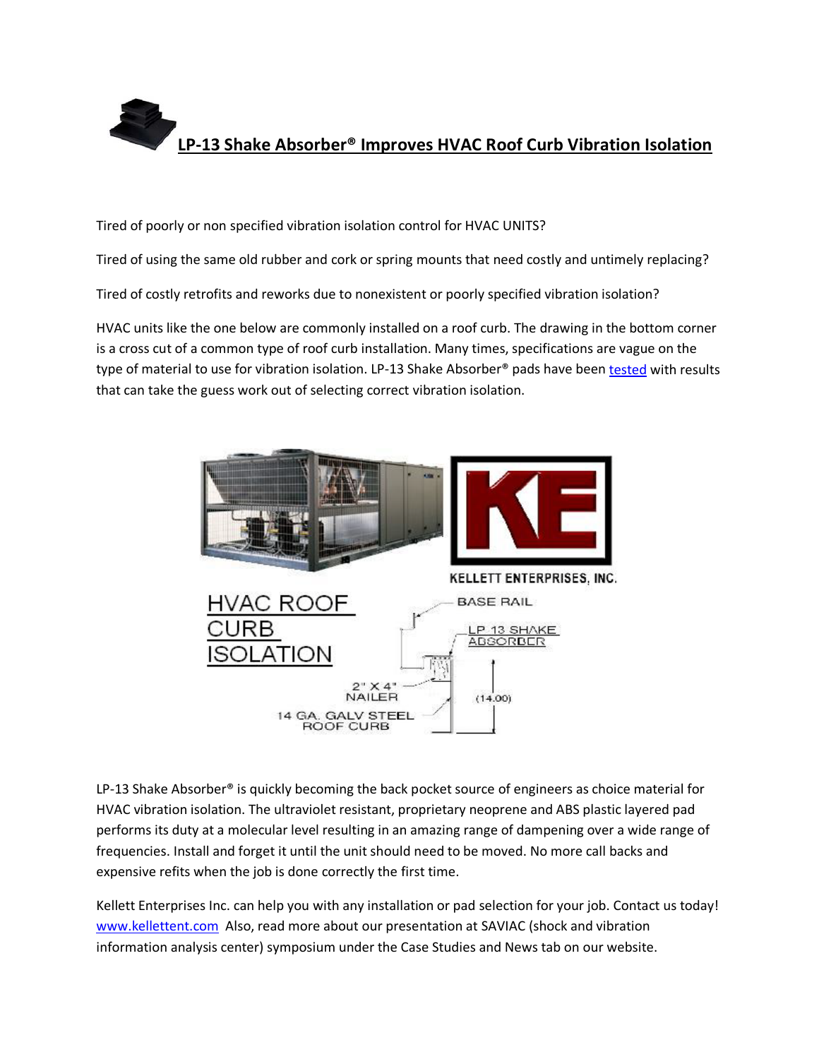# LP-13 Shake Absorber® Improves HVAC Roof Curb Vibration Isolation

Tired of poorly or non specified vibration isolation control for HVAC UNITS?

Tired of using the same old rubber and cork or spring mounts that need costly and untimely replacing?

Tired of costly retrofits and reworks due to nonexistent or poorly specified vibration isolation?

HVAC units like the one below are commonly installed on a roof curb. The drawing in the bottom corner is a cross cut of a common type of roof curb installation. Many times, specifications are vague on the type of material to use for vibration isolation. LP-13 Shake Absorber® pads have been tested with results that can take the guess work out of selecting correct vibration isolation.

KELLETT ENTERPRISES, INC.

HVAC ROOF CURB ISOLATION

BASE RAIL

LP 13 SHAKE ABSORBER

2" X 4" NAILER

14 GA. GALV STEEL ROOF CURB

(14.00)

LP-13 Shake Absorber® is quickly becoming the back pocket source of engineers as choice material for HVAC vibration isolation. The ultraviolet resistant, proprietary neoprene and ABS plastic layered pad performs its duty at a molecular level resulting in an amazing range of dampening over a wide range of frequencies. Install and forget it until the unit should need to be moved. No more call backs and expensive refits when the job is done correctly the first time.

Kellett Enterprises Inc. can help you with any installation or pad selection for your job. Contact us today! www.kellettent.com Also, read more about our presentation at SAVIAC (shock and vibration information analysis center) symposium under the Case Studies and News tab on our website.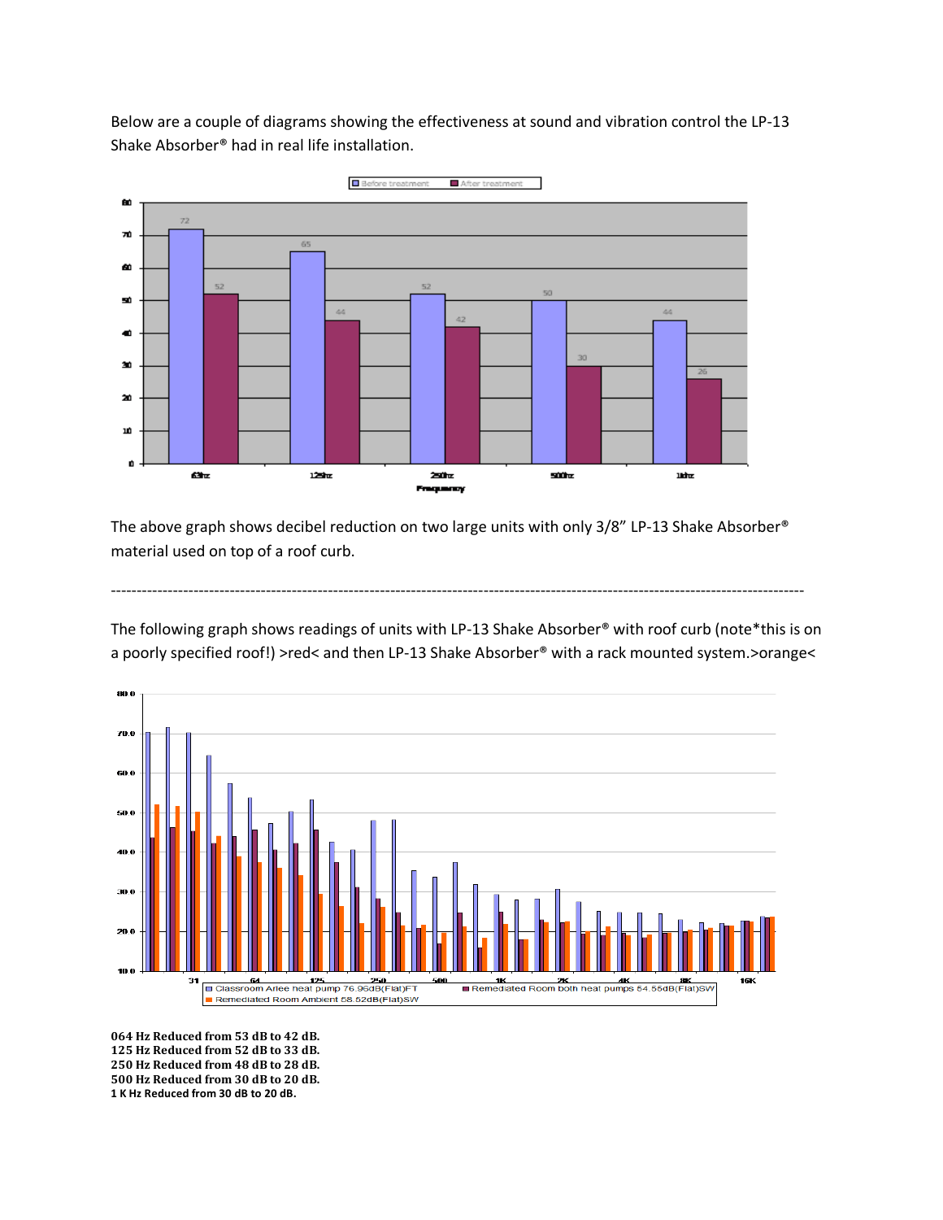Below are a couple of diagrams showing the effectiveness at sound and vibration control the LP-13 Shake Absorber® had in real life installation.

Before treatment
After treatment

80
70
60
50
40
30
20
10
0

72
52
65
44
52
42
50
30
44
26

63hz
125hz
250hz
500hz
1khz
Frequency

The above graph shows decibel reduction on two large units with only 3/8" LP-13 Shake Absorber® material used on top of a roof curb.

------------------------------------------------------------------------------------------------------------------------------

The following graph shows readings of units with LP-13 Shake Absorber® with roof curb (note*this is on a poorly specified roof!) >red< and then LP-13 Shake Absorber® with a rack mounted system.>orange<

80.0
70.0
60.0
50.0
40.0
30.0
20.0
10.0

31
64
125
250
500
1K
2K
4K
8K
16K

Classroom Arlee heat pump 76.95dB(Flat)FT
Remediated Room both heat pumps 54.55dB(Flat)SW
Remediated Room Ambient 58.52dB(Flat)SW

**064 Hz Reduced from 53 dB to 42 dB.**
**125 Hz Reduced from 52 dB to 33 dB.**
**250 Hz Reduced from 48 dB to 28 dB.**
**500 Hz Reduced from 30 dB to 20 dB.**
**1 K Hz Reduced from 30 dB to 20 dB.**